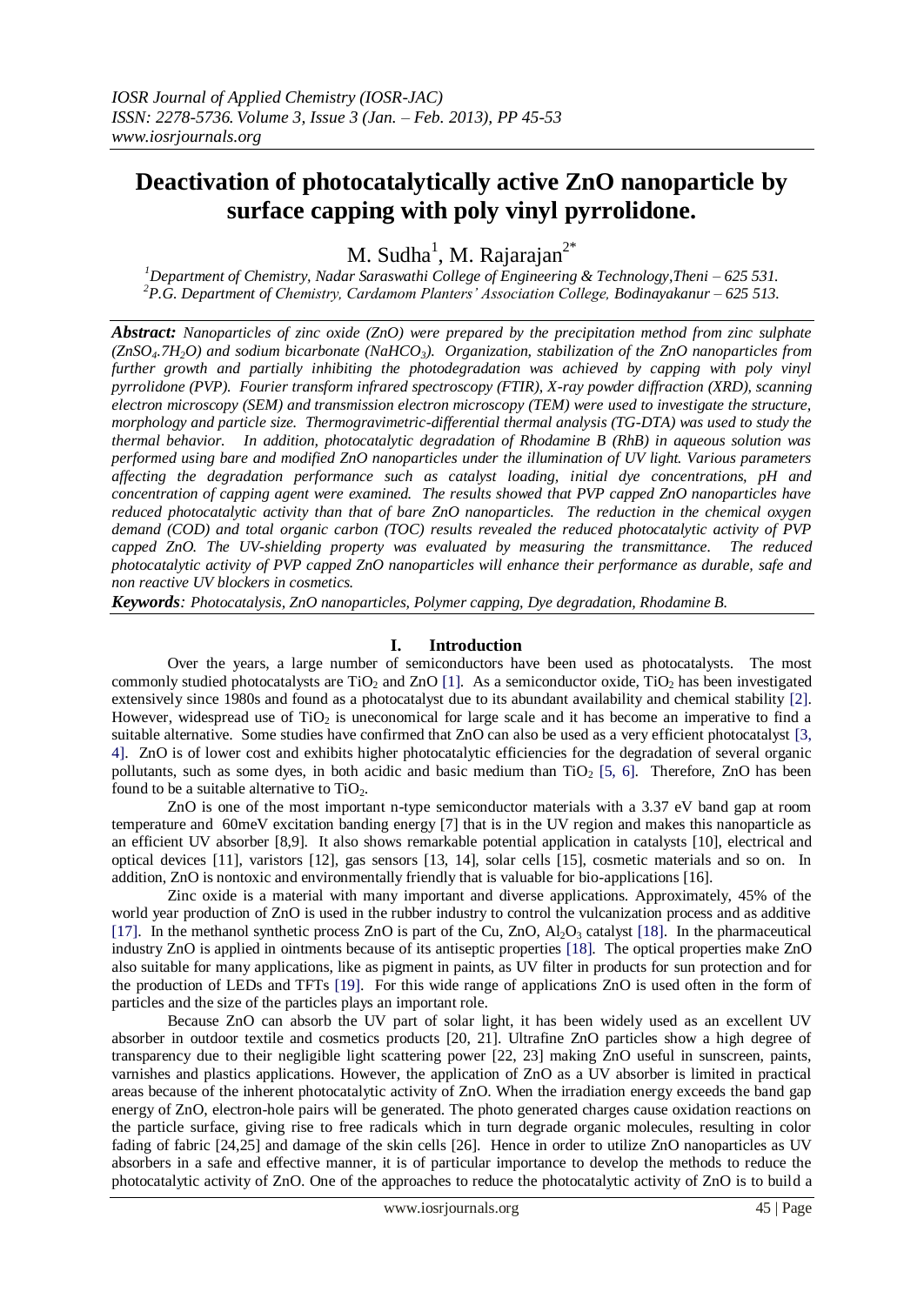# Deactivation of photocatalytically active ZnO nanoparticle by surface capping with poly vinyl pyrrolidone.

M. Sudha[1], M. Rajarajan[2*]

[1]Department of Chemistry, Nadar Saraswathi College of Engineering & Technology,Theni – 625 531.
[2]P.G. Department of Chemistry, Cardamom Planters' Association College, Bodinayakanur – 625 513.

***Abstract:*** *Nanoparticles of zinc oxide (ZnO) were prepared by the precipitation method from zinc sulphate ($ZnSO_4.7H_2O$) and sodium bicarbonate ($NaHCO_3$). Organization, stabilization of the ZnO nanoparticles from further growth and partially inhibiting the photodegradation was achieved by capping with poly vinyl pyrrolidone (PVP). Fourier transform infrared spectroscopy (FTIR), X-ray powder diffraction (XRD), scanning electron microscopy (SEM) and transmission electron microscopy (TEM) were used to investigate the structure, morphology and particle size. Thermogravimetric-differential thermal analysis (TG-DTA) was used to study the thermal behavior. In addition, photocatalytic degradation of Rhodamine B (RhB) in aqueous solution was performed using bare and modified ZnO nanoparticles under the illumination of UV light. Various parameters affecting the degradation performance such as catalyst loading, initial dye concentrations, pH and concentration of capping agent were examined. The results showed that PVP capped ZnO nanoparticles have reduced photocatalytic activity than that of bare ZnO nanoparticles. The reduction in the chemical oxygen demand (COD) and total organic carbon (TOC) results revealed the reduced photocatalytic activity of PVP capped ZnO. The UV-shielding property was evaluated by measuring the transmittance. The reduced photocatalytic activity of PVP capped ZnO nanoparticles will enhance their performance as durable, safe and non reactive UV blockers in cosmetics.*

***Keywords****: Photocatalysis, ZnO nanoparticles, Polymer capping, Dye degradation, Rhodamine B.*

## I. Introduction

Over the years, a large number of semiconductors have been used as photocatalysts. The most commonly studied photocatalysts are $TiO_2$ and ZnO [1]. As a semiconductor oxide, $TiO_2$ has been investigated extensively since 1980s and found as a photocatalyst due to its abundant availability and chemical stability [2]. However, widespread use of $TiO_2$ is uneconomical for large scale and it has become an imperative to find a suitable alternative. Some studies have confirmed that ZnO can also be used as a very efficient photocatalyst [3, 4]. ZnO is of lower cost and exhibits higher photocatalytic efficiencies for the degradation of several organic pollutants, such as some dyes, in both acidic and basic medium than $TiO_2$ [5, 6]. Therefore, ZnO has been found to be a suitable alternative to $TiO_2$.

ZnO is one of the most important n-type semiconductor materials with a 3.37 eV band gap at room temperature and 60meV excitation banding energy [7] that is in the UV region and makes this nanoparticle as an efficient UV absorber [8,9]. It also shows remarkable potential application in catalysts [10], electrical and optical devices [11], varistors [12], gas sensors [13, 14], solar cells [15], cosmetic materials and so on. In addition, ZnO is nontoxic and environmentally friendly that is valuable for bio-applications [16].

Zinc oxide is a material with many important and diverse applications. Approximately, 45% of the world year production of ZnO is used in the rubber industry to control the vulcanization process and as additive [17]. In the methanol synthetic process ZnO is part of the Cu, ZnO, $Al_2O_3$ catalyst [18]. In the pharmaceutical industry ZnO is applied in ointments because of its antiseptic properties [18]. The optical properties make ZnO also suitable for many applications, like as pigment in paints, as UV filter in products for sun protection and for the production of LEDs and TFTs [19]. For this wide range of applications ZnO is used often in the form of particles and the size of the particles plays an important role.

Because ZnO can absorb the UV part of solar light, it has been widely used as an excellent UV absorber in outdoor textile and cosmetics products [20, 21]. Ultrafine ZnO particles show a high degree of transparency due to their negligible light scattering power [22, 23] making ZnO useful in sunscreen, paints, varnishes and plastics applications. However, the application of ZnO as a UV absorber is limited in practical areas because of the inherent photocatalytic activity of ZnO. When the irradiation energy exceeds the band gap energy of ZnO, electron-hole pairs will be generated. The photo generated charges cause oxidation reactions on the particle surface, giving rise to free radicals which in turn degrade organic molecules, resulting in color fading of fabric [24,25] and damage of the skin cells [26]. Hence in order to utilize ZnO nanoparticles as UV absorbers in a safe and effective manner, it is of particular importance to develop the methods to reduce the photocatalytic activity of ZnO. One of the approaches to reduce the photocatalytic activity of ZnO is to build a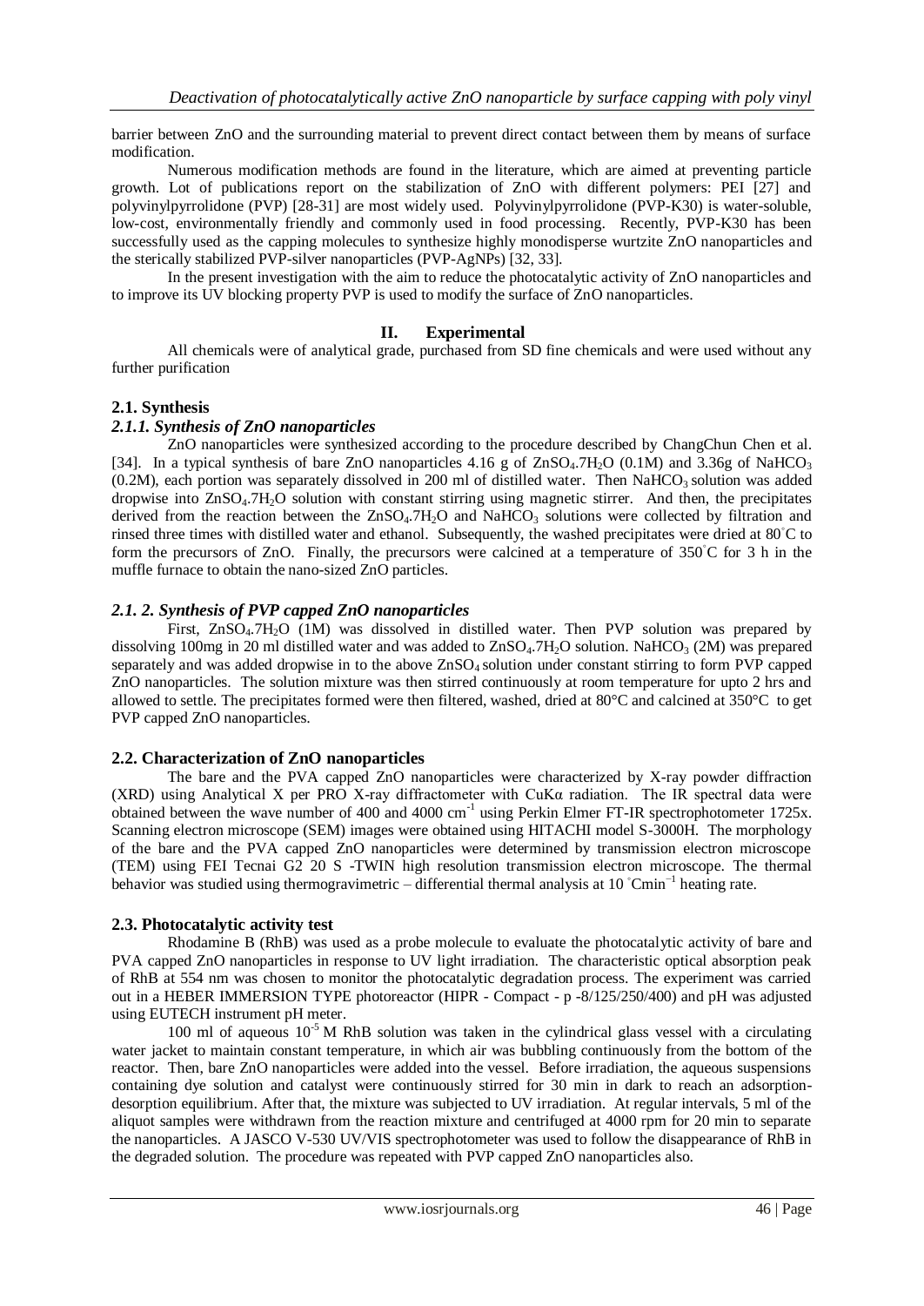barrier between ZnO and the surrounding material to prevent direct contact between them by means of surface modification.

Numerous modification methods are found in the literature, which are aimed at preventing particle growth. Lot of publications report on the stabilization of ZnO with different polymers: PEI [27] and polyvinylpyrrolidone (PVP) [28-31] are most widely used. Polyvinylpyrrolidone (PVP-K30) is water-soluble, low-cost, environmentally friendly and commonly used in food processing. Recently, PVP-K30 has been successfully used as the capping molecules to synthesize highly monodisperse wurtzite ZnO nanoparticles and the sterically stabilized PVP-silver nanoparticles (PVP-AgNPs) [32, 33].

In the present investigation with the aim to reduce the photocatalytic activity of ZnO nanoparticles and to improve its UV blocking property PVP is used to modify the surface of ZnO nanoparticles.

## II. Experimental

All chemicals were of analytical grade, purchased from SD fine chemicals and were used without any further purification

### 2.1. Synthesis

#### *2.1.1. Synthesis of ZnO nanoparticles*

ZnO nanoparticles were synthesized according to the procedure described by ChangChun Chen et al. [34]. In a typical synthesis of bare ZnO nanoparticles 4.16 g of $ZnSO_4.7H_2O$ (0.1M) and 3.36g of $NaHCO_3$ (0.2M), each portion was separately dissolved in 200 ml of distilled water. Then $NaHCO_3$ solution was added dropwise into $ZnSO_4.7H_2O$ solution with constant stirring using magnetic stirrer. And then, the precipitates derived from the reaction between the $ZnSO_4.7H_2O$ and $NaHCO_3$ solutions were collected by filtration and rinsed three times with distilled water and ethanol. Subsequently, the washed precipitates were dried at 80°C to form the precursors of ZnO. Finally, the precursors were calcined at a temperature of 350°C for 3 h in the muffle furnace to obtain the nano-sized ZnO particles.

#### *2.1. 2. Synthesis of PVP capped ZnO nanoparticles*

First, $ZnSO_4.7H_2O$ (1M) was dissolved in distilled water. Then PVP solution was prepared by dissolving 100mg in 20 ml distilled water and was added to $ZnSO_4.7H_2O$ solution. $NaHCO_3$ (2M) was prepared separately and was added dropwise in to the above $ZnSO_4$ solution under constant stirring to form PVP capped ZnO nanoparticles. The solution mixture was then stirred continuously at room temperature for upto 2 hrs and allowed to settle. The precipitates formed were then filtered, washed, dried at 80°C and calcined at 350°C to get PVP capped ZnO nanoparticles.

### 2.2. Characterization of ZnO nanoparticles

The bare and the PVA capped ZnO nanoparticles were characterized by X-ray powder diffraction (XRD) using Analytical X per PRO X-ray diffractometer with CuKα radiation. The IR spectral data were obtained between the wave number of 400 and 4000 $cm^{-1}$ using Perkin Elmer FT-IR spectrophotometer 1725x. Scanning electron microscope (SEM) images were obtained using HITACHI model S-3000H. The morphology of the bare and the PVA capped ZnO nanoparticles were determined by transmission electron microscope (TEM) using FEI Tecnai G2 20 S -TWIN high resolution transmission electron microscope. The thermal behavior was studied using thermogravimetric – differential thermal analysis at 10 °$Cmin^{-1}$ heating rate.

### 2.3. Photocatalytic activity test

Rhodamine B (RhB) was used as a probe molecule to evaluate the photocatalytic activity of bare and PVA capped ZnO nanoparticles in response to UV light irradiation. The characteristic optical absorption peak of RhB at 554 nm was chosen to monitor the photocatalytic degradation process. The experiment was carried out in a HEBER IMMERSION TYPE photoreactor (HIPR - Compact - p -8/125/250/400) and pH was adjusted using EUTECH instrument pH meter.

100 ml of aqueous $10^{-5}$ M RhB solution was taken in the cylindrical glass vessel with a circulating water jacket to maintain constant temperature, in which air was bubbling continuously from the bottom of the reactor. Then, bare ZnO nanoparticles were added into the vessel. Before irradiation, the aqueous suspensions containing dye solution and catalyst were continuously stirred for 30 min in dark to reach an adsorption-desorption equilibrium. After that, the mixture was subjected to UV irradiation. At regular intervals, 5 ml of the aliquot samples were withdrawn from the reaction mixture and centrifuged at 4000 rpm for 20 min to separate the nanoparticles. A JASCO V-530 UV/VIS spectrophotometer was used to follow the disappearance of RhB in the degraded solution. The procedure was repeated with PVP capped ZnO nanoparticles also.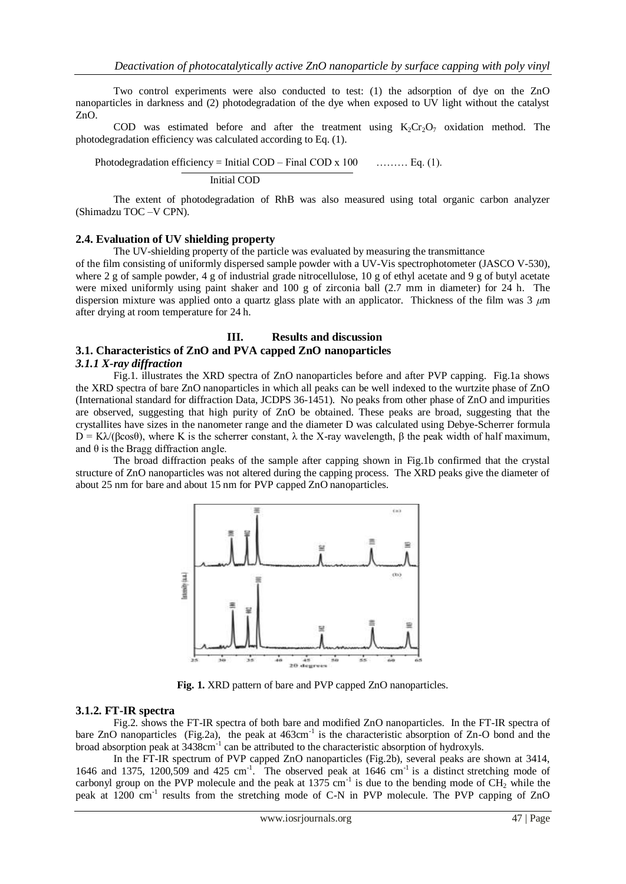Two control experiments were also conducted to test: (1) the adsorption of dye on the ZnO nanoparticles in darkness and (2) photodegradation of the dye when exposed to UV light without the catalyst ZnO.

COD was estimated before and after the treatment using $K_2Cr_2O_7$ oxidation method. The photodegradation efficiency was calculated according to Eq. (1).

$$\text{Photodegradation efficiency} = \frac{\text{Initial COD} - \text{Final COD} \times 100}{\text{Initial COD}} \quad \text{......... Eq. (1).}$$

The extent of photodegradation of RhB was also measured using total organic carbon analyzer (Shimadzu TOC –V CPN).

### 2.4. Evaluation of UV shielding property

The UV-shielding property of the particle was evaluated by measuring the transmittance of the film consisting of uniformly dispersed sample powder with a UV-Vis spectrophotometer (JASCO V-530), where 2 g of sample powder, 4 g of industrial grade nitrocellulose, 10 g of ethyl acetate and 9 g of butyl acetate were mixed uniformly using paint shaker and 100 g of zirconia ball (2.7 mm in diameter) for 24 h. The dispersion mixture was applied onto a quartz glass plate with an applicator. Thickness of the film was 3 $\mu$m after drying at room temperature for 24 h.

## III. Results and discussion

### 3.1. Characteristics of ZnO and PVA capped ZnO nanoparticles

#### *3.1.1 X-ray diffraction*

Fig.1. illustrates the XRD spectra of ZnO nanoparticles before and after PVP capping. Fig.1a shows the XRD spectra of bare ZnO nanoparticles in which all peaks can be well indexed to the wurtzite phase of ZnO (International standard for diffraction Data, JCDPS 36-1451). No peaks from other phase of ZnO and impurities are observed, suggesting that high purity of ZnO be obtained. These peaks are broad, suggesting that the crystallites have sizes in the nanometer range and the diameter D was calculated using Debye-Scherrer formula $D = K\lambda/(\beta\cos\theta)$, where K is the scherrer constant, $\lambda$ the X-ray wavelength, $\beta$ the peak width of half maximum, and $\theta$ is the Bragg diffraction angle.

The broad diffraction peaks of the sample after capping shown in Fig.1b confirmed that the crystal structure of ZnO nanoparticles was not altered during the capping process. The XRD peaks give the diameter of about 25 nm for bare and about 15 nm for PVP capped ZnO nanoparticles.

**Fig. 1.** XRD pattern of bare and PVP capped ZnO nanoparticles.

### 3.1.2. FT-IR spectra

Fig.2. shows the FT-IR spectra of both bare and modified ZnO nanoparticles. In the FT-IR spectra of bare ZnO nanoparticles (Fig.2a), the peak at 463cm$^{-1}$ is the characteristic absorption of Zn-O bond and the broad absorption peak at 3438cm$^{-1}$ can be attributed to the characteristic absorption of hydroxyls.

In the FT-IR spectrum of PVP capped ZnO nanoparticles (Fig.2b), several peaks are shown at 3414, 1646 and 1375, 1200,509 and 425 cm$^{-1}$. The observed peak at 1646 cm$^{-1}$ is a distinct stretching mode of carbonyl group on the PVP molecule and the peak at 1375 cm$^{-1}$ is due to the bending mode of $CH_2$ while the peak at 1200 cm$^{-1}$ results from the stretching mode of C-N in PVP molecule. The PVP capping of ZnO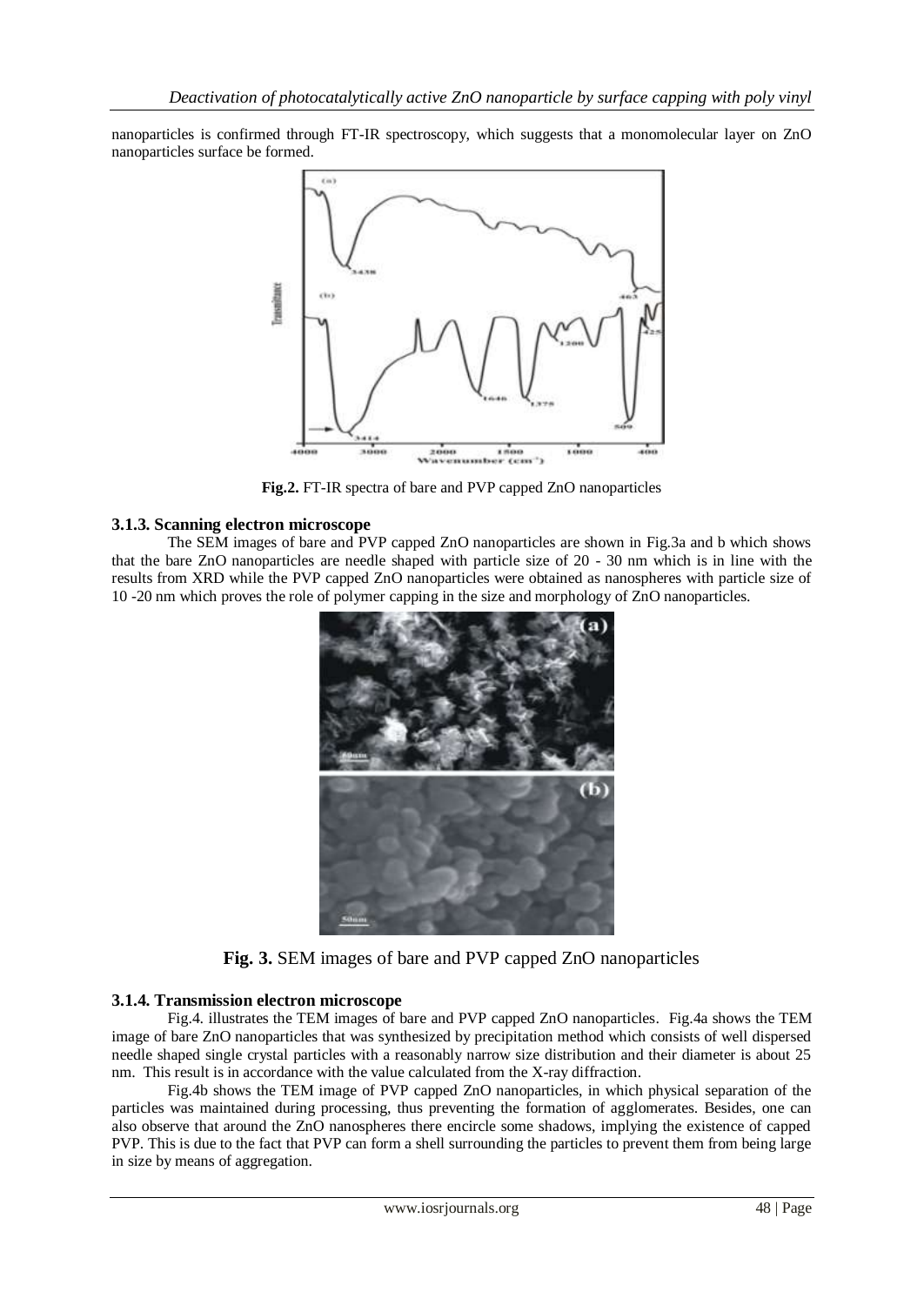nanoparticles is confirmed through FT-IR spectroscopy, which suggests that a monomolecular layer on ZnO nanoparticles surface be formed.

**Fig.2.** FT-IR spectra of bare and PVP capped ZnO nanoparticles

### 3.1.3. Scanning electron microscope

The SEM images of bare and PVP capped ZnO nanoparticles are shown in Fig.3a and b which shows that the bare ZnO nanoparticles are needle shaped with particle size of 20 - 30 nm which is in line with the results from XRD while the PVP capped ZnO nanoparticles were obtained as nanospheres with particle size of 10 -20 nm which proves the role of polymer capping in the size and morphology of ZnO nanoparticles.

**Fig. 3.** SEM images of bare and PVP capped ZnO nanoparticles

### 3.1.4. Transmission electron microscope

Fig.4. illustrates the TEM images of bare and PVP capped ZnO nanoparticles. Fig.4a shows the TEM image of bare ZnO nanoparticles that was synthesized by precipitation method which consists of well dispersed needle shaped single crystal particles with a reasonably narrow size distribution and their diameter is about 25 nm. This result is in accordance with the value calculated from the X-ray diffraction.

Fig.4b shows the TEM image of PVP capped ZnO nanoparticles, in which physical separation of the particles was maintained during processing, thus preventing the formation of agglomerates. Besides, one can also observe that around the ZnO nanospheres there encircle some shadows, implying the existence of capped PVP. This is due to the fact that PVP can form a shell surrounding the particles to prevent them from being large in size by means of aggregation.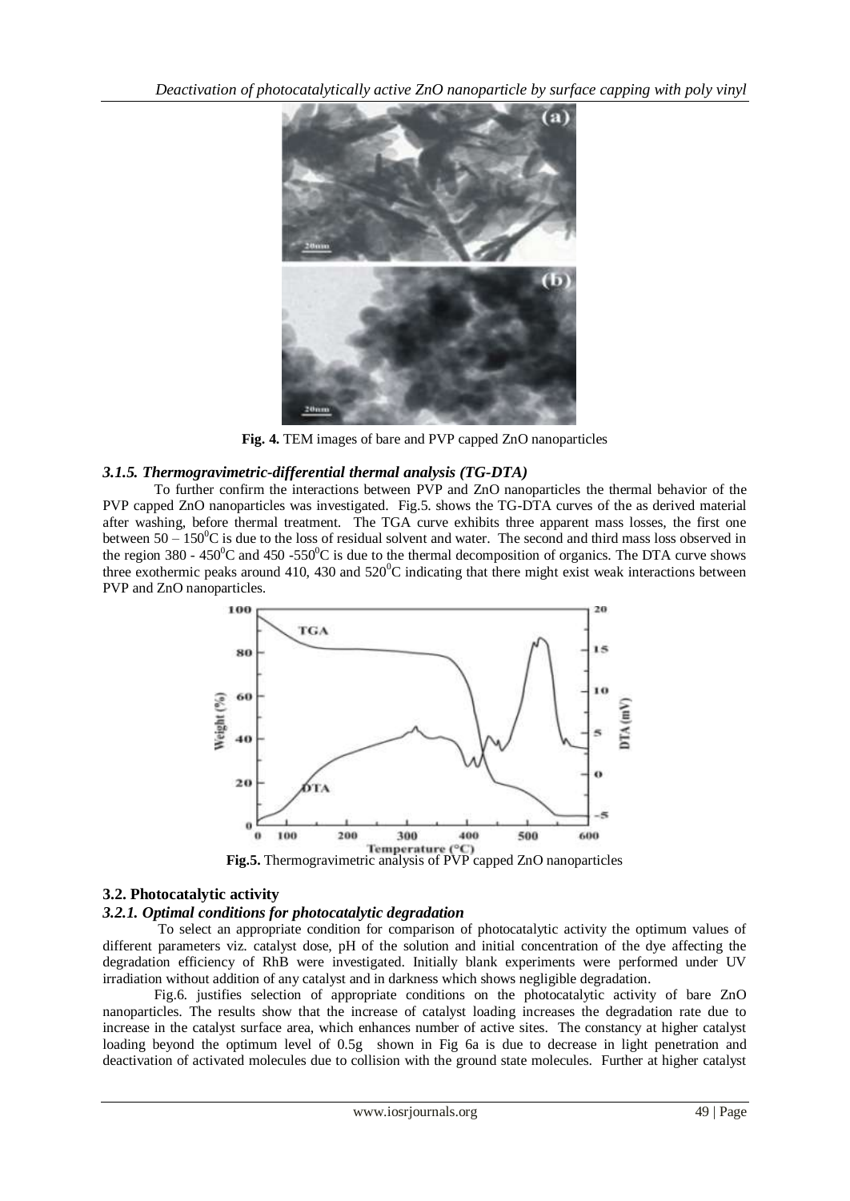Fig. 4. TEM images of bare and PVP capped ZnO nanoparticles

### *3.1.5. Thermogravimetric-differential thermal analysis (TG-DTA)*

To further confirm the interactions between PVP and ZnO nanoparticles the thermal behavior of the PVP capped ZnO nanoparticles was investigated. Fig.5. shows the TG-DTA curves of the as derived material after washing, before thermal treatment. The TGA curve exhibits three apparent mass losses, the first one between $50 - 150^0$C is due to the loss of residual solvent and water. The second and third mass loss observed in the region 380 - $450^0$C and 450 -$550^0$C is due to the thermal decomposition of organics. The DTA curve shows three exothermic peaks around 410, 430 and $520^0$C indicating that there might exist weak interactions between PVP and ZnO nanoparticles.

**Fig.5.** Thermogravimetric analysis of PVP capped ZnO nanoparticles

## 3.2. Photocatalytic activity

### *3.2.1. Optimal conditions for photocatalytic degradation*

To select an appropriate condition for comparison of photocatalytic activity the optimum values of different parameters viz. catalyst dose, pH of the solution and initial concentration of the dye affecting the degradation efficiency of RhB were investigated. Initially blank experiments were performed under UV irradiation without addition of any catalyst and in darkness which shows negligible degradation.

Fig.6. justifies selection of appropriate conditions on the photocatalytic activity of bare ZnO nanoparticles. The results show that the increase of catalyst loading increases the degradation rate due to increase in the catalyst surface area, which enhances number of active sites. The constancy at higher catalyst loading beyond the optimum level of 0.5g shown in Fig 6a is due to decrease in light penetration and deactivation of activated molecules due to collision with the ground state molecules. Further at higher catalyst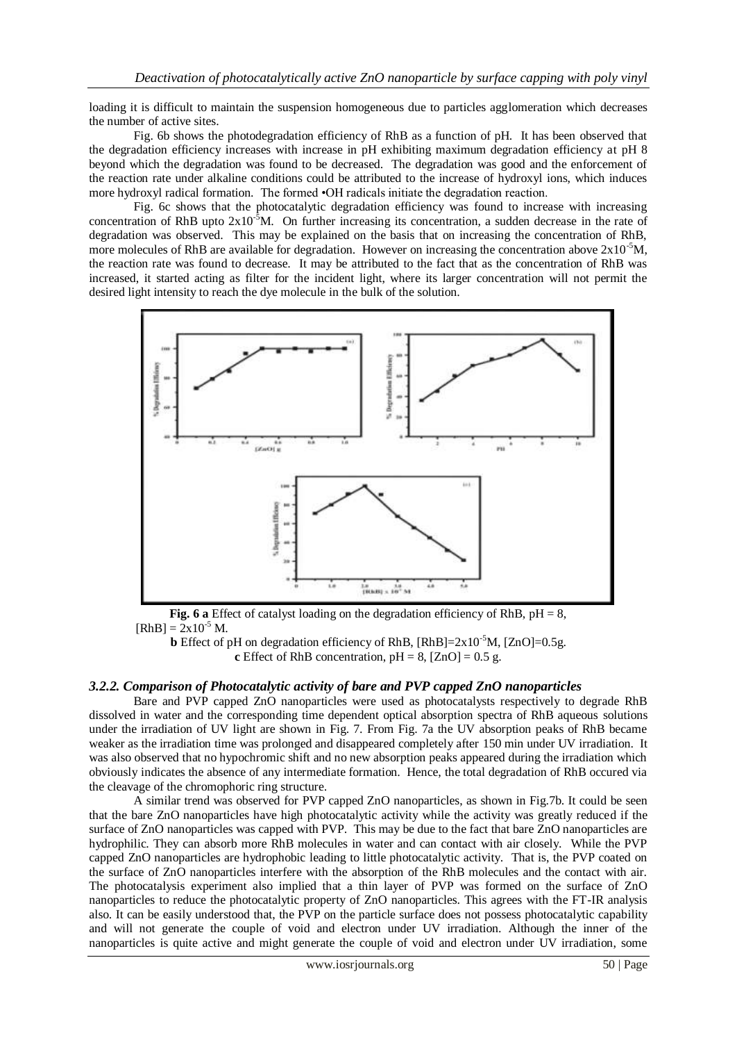loading it is difficult to maintain the suspension homogeneous due to particles agglomeration which decreases the number of active sites.

Fig. 6b shows the photodegradation efficiency of RhB as a function of pH. It has been observed that the degradation efficiency increases with increase in pH exhibiting maximum degradation efficiency at pH 8 beyond which the degradation was found to be decreased. The degradation was good and the enforcement of the reaction rate under alkaline conditions could be attributed to the increase of hydroxyl ions, which induces more hydroxyl radical formation. The formed •OH radicals initiate the degradation reaction.

Fig. 6c shows that the photocatalytic degradation efficiency was found to increase with increasing concentration of RhB upto $2x10^{-5}$M. On further increasing its concentration, a sudden decrease in the rate of degradation was observed. This may be explained on the basis that on increasing the concentration of RhB, more molecules of RhB are available for degradation. However on increasing the concentration above $2x10^{-5}$M, the reaction rate was found to decrease. It may be attributed to the fact that as the concentration of RhB was increased, it started acting as filter for the incident light, where its larger concentration will not permit the desired light intensity to reach the dye molecule in the bulk of the solution.

**Fig. 6 a** Effect of catalyst loading on the degradation efficiency of RhB, pH = 8, [RhB] = $2x10^{-5}$ M.
**b** Effect of pH on degradation efficiency of RhB, [RhB]=$2x10^{-5}$M, [ZnO]=0.5g.
**c** Effect of RhB concentration, pH = 8, [ZnO] = 0.5 g.

### *3.2.2. Comparison of Photocatalytic activity of bare and PVP capped ZnO nanoparticles*

Bare and PVP capped ZnO nanoparticles were used as photocatalysts respectively to degrade RhB dissolved in water and the corresponding time dependent optical absorption spectra of RhB aqueous solutions under the irradiation of UV light are shown in Fig. 7. From Fig. 7a the UV absorption peaks of RhB became weaker as the irradiation time was prolonged and disappeared completely after 150 min under UV irradiation. It was also observed that no hypochromic shift and no new absorption peaks appeared during the irradiation which obviously indicates the absence of any intermediate formation. Hence, the total degradation of RhB occured via the cleavage of the chromophoric ring structure.

A similar trend was observed for PVP capped ZnO nanoparticles, as shown in Fig.7b. It could be seen that the bare ZnO nanoparticles have high photocatalytic activity while the activity was greatly reduced if the surface of ZnO nanoparticles was capped with PVP. This may be due to the fact that bare ZnO nanoparticles are hydrophilic. They can absorb more RhB molecules in water and can contact with air closely. While the PVP capped ZnO nanoparticles are hydrophobic leading to little photocatalytic activity. That is, the PVP coated on the surface of ZnO nanoparticles interfere with the absorption of the RhB molecules and the contact with air. The photocatalysis experiment also implied that a thin layer of PVP was formed on the surface of ZnO nanoparticles to reduce the photocatalytic property of ZnO nanoparticles. This agrees with the FT-IR analysis also. It can be easily understood that, the PVP on the particle surface does not possess photocatalytic capability and will not generate the couple of void and electron under UV irradiation. Although the inner of the nanoparticles is quite active and might generate the couple of void and electron under UV irradiation, some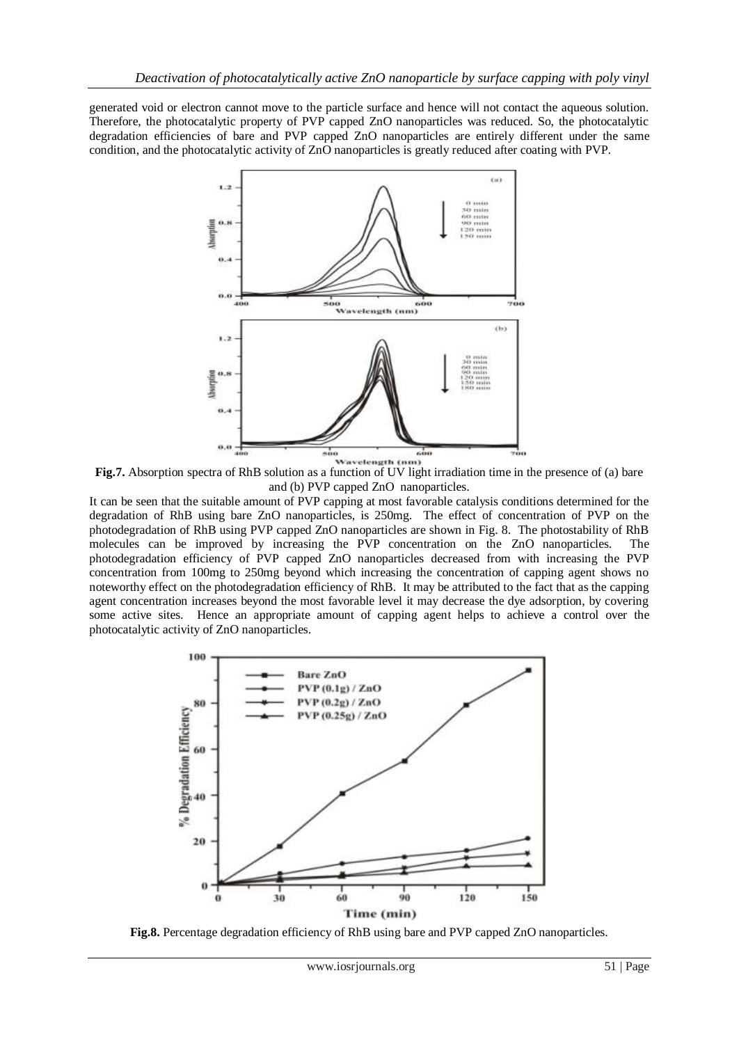generated void or electron cannot move to the particle surface and hence will not contact the aqueous solution. Therefore, the photocatalytic property of PVP capped ZnO nanoparticles was reduced. So, the photocatalytic degradation efficiencies of bare and PVP capped ZnO nanoparticles are entirely different under the same condition, and the photocatalytic activity of ZnO nanoparticles is greatly reduced after coating with PVP.

**Fig.7.** Absorption spectra of RhB solution as a function of UV light irradiation time in the presence of (a) bare and (b) PVP capped ZnO nanoparticles.

It can be seen that the suitable amount of PVP capping at most favorable catalysis conditions determined for the degradation of RhB using bare ZnO nanoparticles, is 250mg. The effect of concentration of PVP on the photodegradation of RhB using PVP capped ZnO nanoparticles are shown in Fig. 8. The photostability of RhB molecules can be improved by increasing the PVP concentration on the ZnO nanoparticles. The photodegradation efficiency of PVP capped ZnO nanoparticles decreased from with increasing the PVP concentration from 100mg to 250mg beyond which increasing the concentration of capping agent shows no noteworthy effect on the photodegradation efficiency of RhB. It may be attributed to the fact that as the capping agent concentration increases beyond the most favorable level it may decrease the dye adsorption, by covering some active sites. Hence an appropriate amount of capping agent helps to achieve a control over the photocatalytic activity of ZnO nanoparticles.

**Fig.8.** Percentage degradation efficiency of RhB using bare and PVP capped ZnO nanoparticles.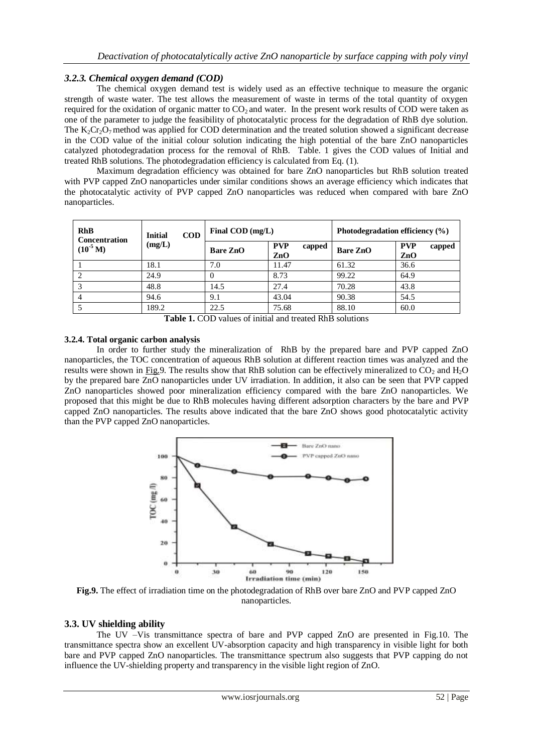### 3.2.3. Chemical oxygen demand (COD)

The chemical oxygen demand test is widely used as an effective technique to measure the organic strength of waste water. The test allows the measurement of waste in terms of the total quantity of oxygen required for the oxidation of organic matter to $CO_2$ and water. In the present work results of COD were taken as one of the parameter to judge the feasibility of photocatalytic process for the degradation of RhB dye solution. The $K_2Cr_2O_7$ method was applied for COD determination and the treated solution showed a significant decrease in the COD value of the initial colour solution indicating the high potential of the bare ZnO nanoparticles catalyzed photodegradation process for the removal of RhB. Table. 1 gives the COD values of Initial and treated RhB solutions. The photodegradation efficiency is calculated from Eq. (1).

Maximum degradation efficiency was obtained for bare ZnO nanoparticles but RhB solution treated with PVP capped ZnO nanoparticles under similar conditions shows an average efficiency which indicates that the photocatalytic activity of PVP capped ZnO nanoparticles was reduced when compared with bare ZnO nanoparticles.

| RhB Concentration ($10^{-5}$ M) | Initial COD (mg/L) | Final COD (mg/L) | | Photodegradation efficiency (%) | |
|---|---|---|---|---|---|
| | | Bare ZnO | PVP capped ZnO | Bare ZnO | PVP capped ZnO |
| 1 | 18.1 | 7.0 | 11.47 | 61.32 | 36.6 |
| 2 | 24.9 | 0 | 8.73 | 99.22 | 64.9 |
| 3 | 48.8 | 14.5 | 27.4 | 70.28 | 43.8 |
| 4 | 94.6 | 9.1 | 43.04 | 90.38 | 54.5 |
| 5 | 189.2 | 22.5 | 75.68 | 88.10 | 60.0 |

**Table 1.** COD values of initial and treated RhB solutions

### 3.2.4. Total organic carbon analysis

In order to further study the mineralization of RhB by the prepared bare and PVP capped ZnO nanoparticles, the TOC concentration of aqueous RhB solution at different reaction times was analyzed and the results were shown in Fig.9. The results show that RhB solution can be effectively mineralized to $CO_2$ and $H_2O$ by the prepared bare ZnO nanoparticles under UV irradiation. In addition, it also can be seen that PVP capped ZnO nanoparticles showed poor mineralization efficiency compared with the bare ZnO nanoparticles. We proposed that this might be due to RhB molecules having different adsorption characters by the bare and PVP capped ZnO nanoparticles. The results above indicated that the bare ZnO shows good photocatalytic activity than the PVP capped ZnO nanoparticles.

**Fig.9.** The effect of irradiation time on the photodegradation of RhB over bare ZnO and PVP capped ZnO nanoparticles.

## 3.3. UV shielding ability

The UV –Vis transmittance spectra of bare and PVP capped ZnO are presented in Fig.10. The transmittance spectra show an excellent UV-absorption capacity and high transparency in visible light for both bare and PVP capped ZnO nanoparticles. The transmittance spectrum also suggests that PVP capping do not influence the UV-shielding property and transparency in the visible light region of ZnO.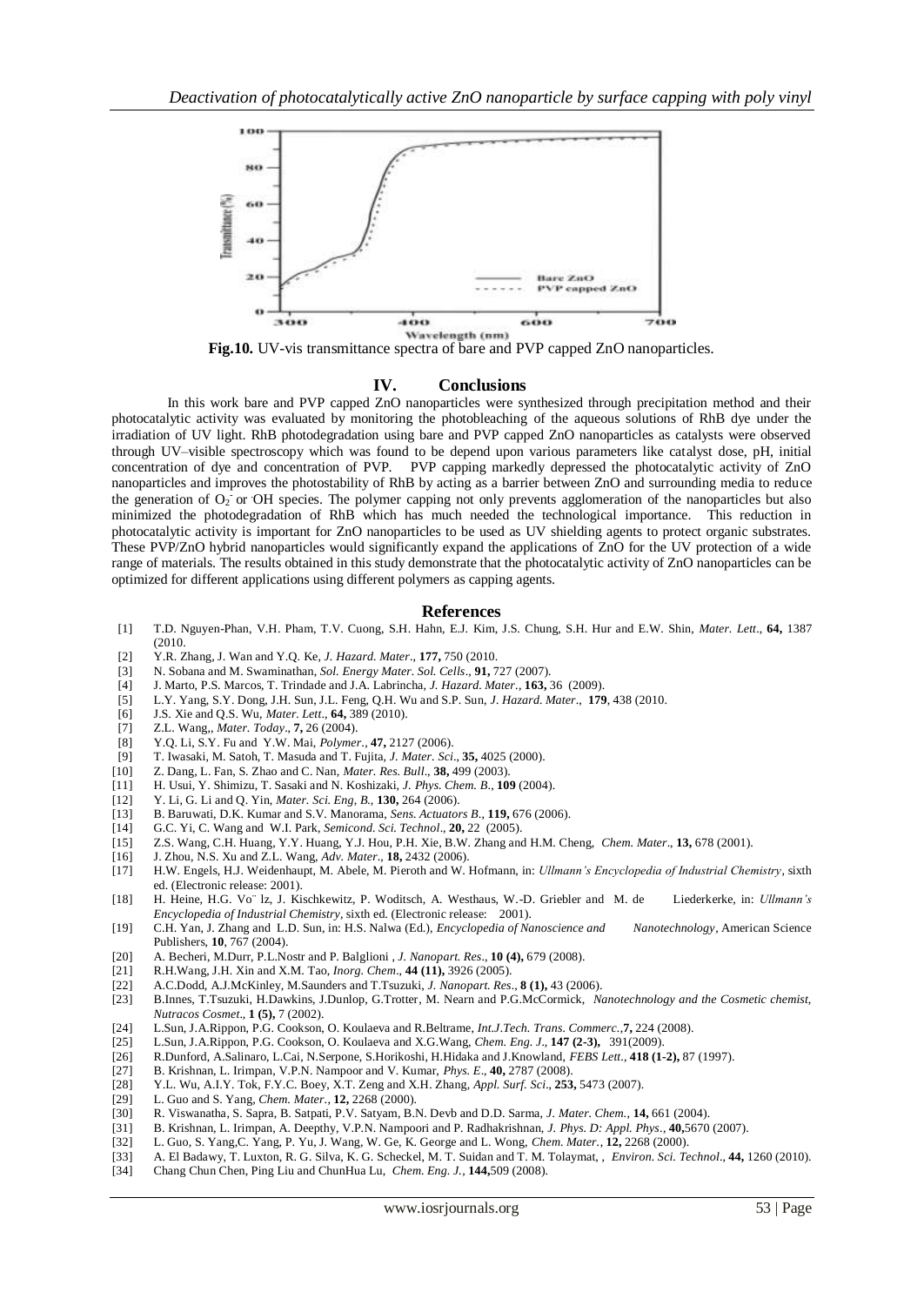100

80

60

40

20

0

Transmittance (%)

300

400

600

700

Wavelength (nm)

Bare ZnO

PVP capped ZnO

**Fig.10.** UV-vis transmittance spectra of bare and PVP capped ZnO nanoparticles.

## IV. Conclusions

In this work bare and PVP capped ZnO nanoparticles were synthesized through precipitation method and their photocatalytic activity was evaluated by monitoring the photobleaching of the aqueous solutions of RhB dye under the irradiation of UV light. RhB photodegradation using bare and PVP capped ZnO nanoparticles as catalysts were observed through UV–visible spectroscopy which was found to be depend upon various parameters like catalyst dose, pH, initial concentration of dye and concentration of PVP. PVP capping markedly depressed the photocatalytic activity of ZnO nanoparticles and improves the photostability of RhB by acting as a barrier between ZnO and surrounding media to reduce the generation of $O_2^-$ or $^{\cdot}OH$ species. The polymer capping not only prevents agglomeration of the nanoparticles but also minimized the photodegradation of RhB which has much needed the technological importance. This reduction in photocatalytic activity is important for ZnO nanoparticles to be used as UV shielding agents to protect organic substrates. These PVP/ZnO hybrid nanoparticles would significantly expand the applications of ZnO for the UV protection of a wide range of materials. The results obtained in this study demonstrate that the photocatalytic activity of ZnO nanoparticles can be optimized for different applications using different polymers as capping agents.

## References

[1] T.D. Nguyen-Phan, V.H. Pham, T.V. Cuong, S.H. Hahn, E.J. Kim, J.S. Chung, S.H. Hur and E.W. Shin, *Mater. Lett*., **64,** 1387 (2010.

[2] Y.R. Zhang, J. Wan and Y.Q. Ke, *J. Hazard. Mater*., **177,** 750 (2010.

[3] N. Sobana and M. Swaminathan, *Sol. Energy Mater. Sol. Cells*., **91,** 727 (2007).

[4] J. Marto, P.S. Marcos, T. Trindade and J.A. Labrincha, *J. Hazard. Mater*., **163,** 36 (2009).

[5] L.Y. Yang, S.Y. Dong, J.H. Sun, J.L. Feng, Q.H. Wu and S.P. Sun, *J. Hazard. Mater*., **179**, 438 (2010.

[6] J.S. Xie and Q.S. Wu, *Mater. Lett*., **64,** 389 (2010).

[7] Z.L. Wang,, *Mater. Today*., **7,** 26 (2004).

[8] Y.Q. Li, S.Y. Fu and Y.W. Mai, *Polymer*., **47,** 2127 (2006).

[9] T. Iwasaki, M. Satoh, T. Masuda and T. Fujita, *J. Mater. Sci*., **35,** 4025 (2000).

[10] Z. Dang, L. Fan, S. Zhao and C. Nan, *Mater. Res. Bull*., **38,** 499 (2003).

[11] H. Usui, Y. Shimizu, T. Sasaki and N. Koshizaki, *J. Phys. Chem. B*., **109** (2004).

[12] Y. Li, G. Li and Q. Yin, *Mater. Sci. Eng, B.*, **130,** 264 (2006).

[13] B. Baruwati, D.K. Kumar and S.V. Manorama, *Sens. Actuators B.*, **119,** 676 (2006).

[14] G.C. Yi, C. Wang and W.I. Park, *Semicond. Sci. Technol*., **20,** 22 (2005).

[15] Z.S. Wang, C.H. Huang, Y.Y. Huang, Y.J. Hou, P.H. Xie, B.W. Zhang and H.M. Cheng, *Chem. Mater*., **13,** 678 (2001).

[16] J. Zhou, N.S. Xu and Z.L. Wang, *Adv. Mater*., **18,** 2432 (2006).

[17] H.W. Engels, H.J. Weidenhaupt, M. Abele, M. Pieroth and W. Hofmann, in: *Ullmann's Encyclopedia of Industrial Chemistry*, sixth ed. (Electronic release: 2001).

[18] H. Heine, H.G. Vo¨ lz, J. Kischkewitz, P. Woditsch, A. Westhaus, W.-D. Griebler and M. de Liederkerke, in: *Ullmann's Encyclopedia of Industrial Chemistry*, sixth ed. (Electronic release: 2001).

[19] C.H. Yan, J. Zhang and L.D. Sun, in: H.S. Nalwa (Ed.), *Encyclopedia of Nanoscience and Nanotechnology*, American Science Publishers, **10**, 767 (2004).

[20] A. Becheri, M.Durr, P.L.Nostr and P. Balglioni , *J. Nanopart. Res*., **10 (4),** 679 (2008).

[21] R.H.Wang, J.H. Xin and X.M. Tao, *Inorg. Chem*., **44 (11),** 3926 (2005).

[22] A.C.Dodd, A.J.McKinley, M.Saunders and T.Tsuzuki, *J. Nanopart. Res*., **8 (1),** 43 (2006).

[23] B.Innes, T.Tsuzuki, H.Dawkins, J.Dunlop, G.Trotter, M. Nearn and P.G.McCormick, *Nanotechnology and the Cosmetic chemist, Nutracos Cosmet*., **1 (5),** 7 (2002).

[24] L.Sun, J.A.Rippon, P.G. Cookson, O. Koulaeva and R.Beltrame, *Int.J.Tech. Trans. Commerc.*,**7,** 224 (2008).

[25] L.Sun, J.A.Rippon, P.G. Cookson, O. Koulaeva and X.G.Wang, *Chem. Eng. J*., **147 (2-3),** 391(2009).

[26] R.Dunford, A.Salinaro, L.Cai, N.Serpone, S.Horikoshi, H.Hidaka and J.Knowland, *FEBS Lett*., **418 (1-2),** 87 (1997).

[27] B. Krishnan, L. Irimpan, V.P.N. Nampoor and V. Kumar, *Phys. E*., **40,** 2787 (2008).

[28] Y.L. Wu, A.I.Y. Tok, F.Y.C. Boey, X.T. Zeng and X.H. Zhang, *Appl. Surf. Sci*., **253,** 5473 (2007).

[29] L. Guo and S. Yang, *Chem. Mater*., **12,** 2268 (2000).

[30] R. Viswanatha, S. Sapra, B. Satpati, P.V. Satyam, B.N. Devb and D.D. Sarma, *J. Mater. Chem.*, **14,** 661 (2004).

[31] B. Krishnan, L. Irimpan, A. Deepthy, V.P.N. Nampoori and P. Radhakrishnan, *J. Phys. D: Appl. Phys*., **40,**5670 (2007).

[32] L. Guo, S. Yang,C. Yang, P. Yu, J. Wang, W. Ge, K. George and L. Wong, *Chem. Mater.*, **12,** 2268 (2000).

[33] A. El Badawy, T. Luxton, R. G. Silva, K. G. Scheckel, M. T. Suidan and T. M. Tolaymat, , *Environ. Sci. Technol*., **44,** 1260 (2010).

[34] Chang Chun Chen, Ping Liu and ChunHua Lu, *Chem. Eng. J.*, **144,**509 (2008).